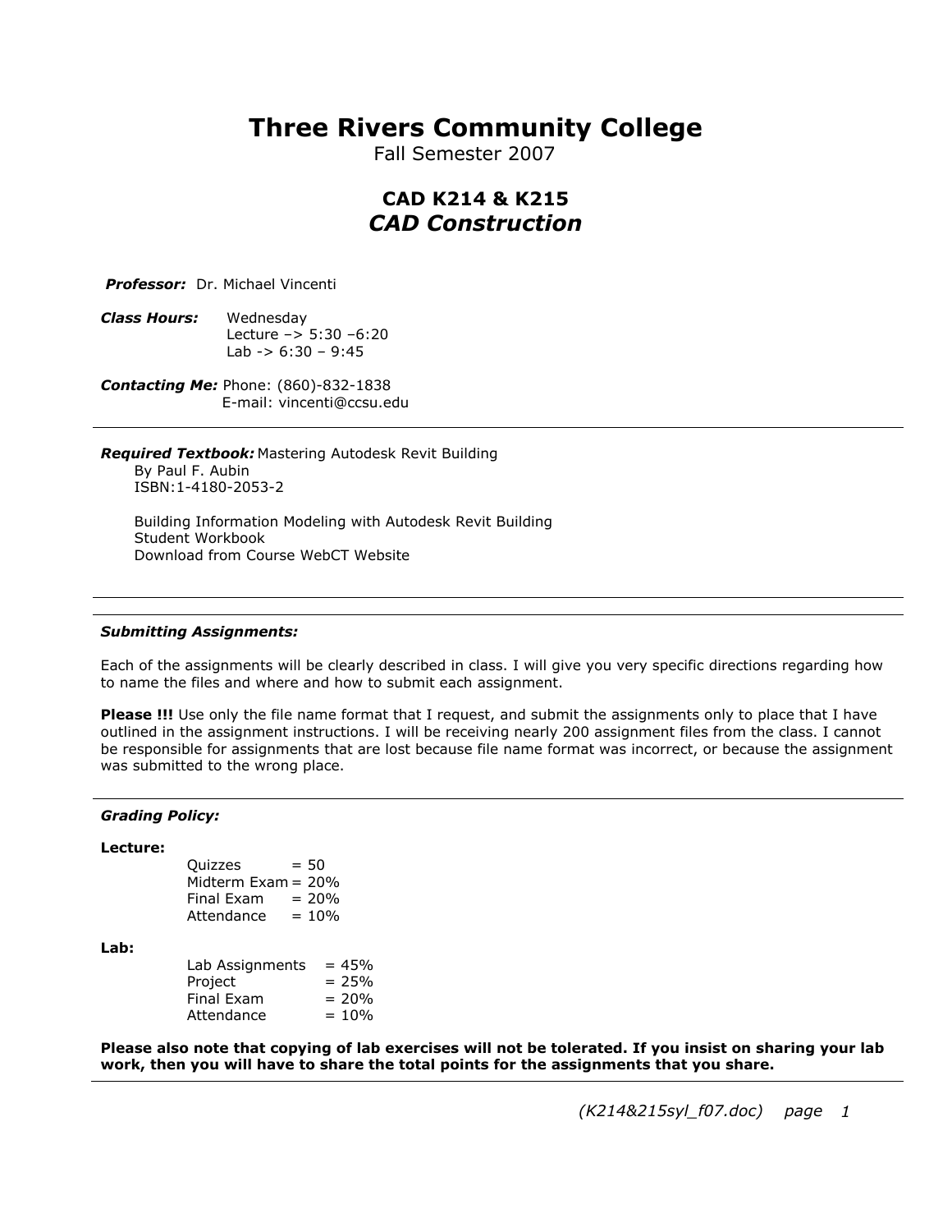# Three Rivers Community College

Fall Semester 2007

## CAD K214 & K215

## *CAD Construction*

***Professor:*** Dr. Michael Vincenti

***Class Hours:*** Wednesday
Lecture –> 5:30 –6:20
Lab -> 6:30 – 9:45

***Contacting Me:*** Phone: (860)-832-1838
E-mail: vincenti@ccsu.edu

---

***Required Textbook:*** Mastering Autodesk Revit Building
By Paul F. Aubin
ISBN:1-4180-2053-2

Building Information Modeling with Autodesk Revit Building
Student Workbook
Download from Course WebCT Website

---

***Submitting Assignments:***

Each of the assignments will be clearly described in class. I will give you very specific directions regarding how to name the files and where and how to submit each assignment.

**Please !!!** Use only the file name format that I request, and submit the assignments only to place that I have outlined in the assignment instructions. I will be receiving nearly 200 assignment files from the class. I cannot be responsible for assignments that are lost because file name format was incorrect, or because the assignment was submitted to the wrong place.

---

***Grading Policy:***

**Lecture:**

| | |
|---|---|
| Quizzes | = 50 |
| Midterm Exam | = 20% |
| Final Exam | = 20% |
| Attendance | = 10% |

**Lab:**

| | |
|---|---|
| Lab Assignments | = 45% |
| Project | = 25% |
| Final Exam | = 20% |
| Attendance | = 10% |

**Please also note that copying of lab exercises will not be tolerated. If you insist on sharing your lab work, then you will have to share the total points for the assignments that you share.**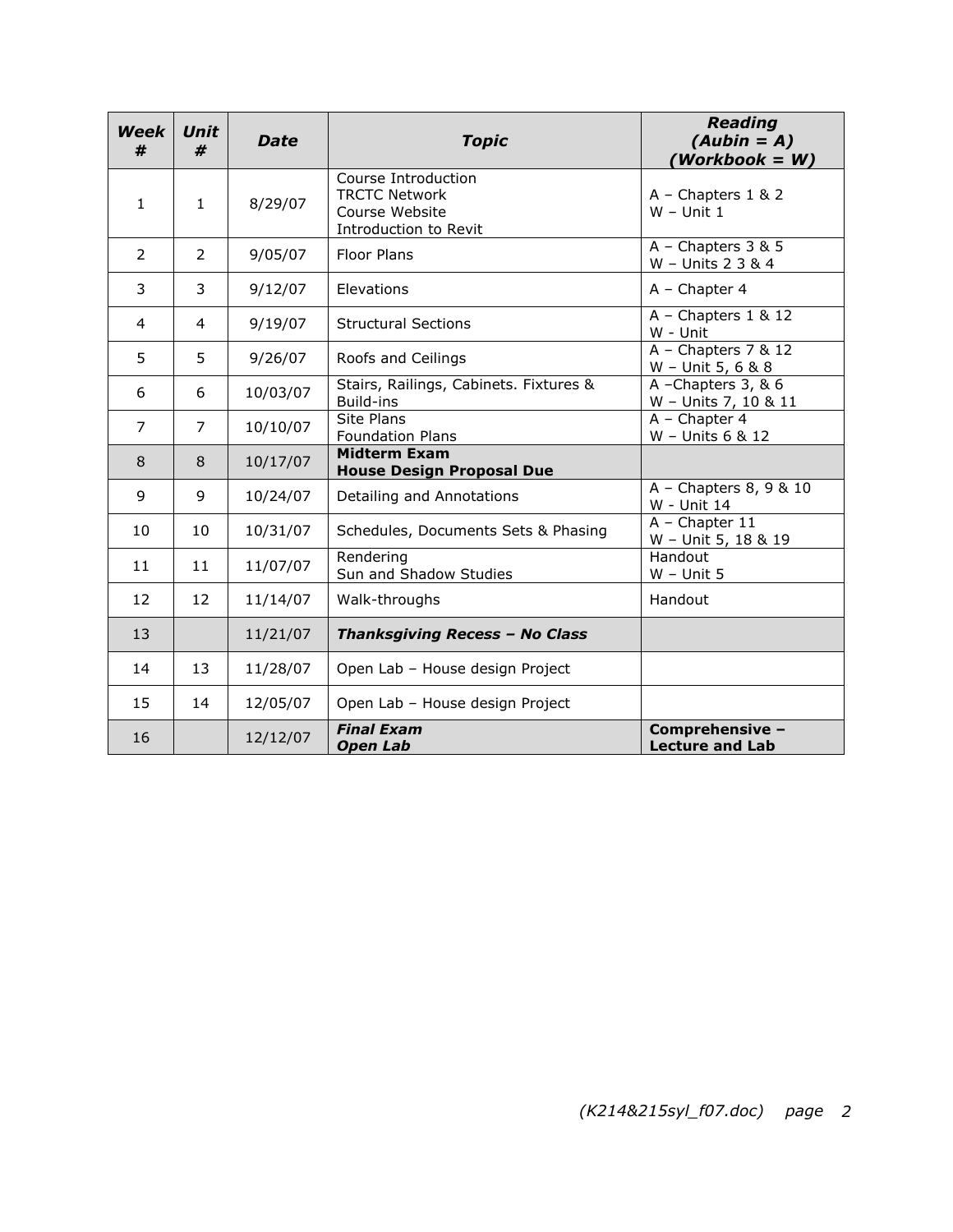| *Week #* | *Unit #* | *Date* | *Topic* | *Reading (Aubin = A) (Workbook = W)* |
|---|---|---|---|---|
| 1 | 1 | 8/29/07 | Course Introduction<br>TRCTC Network<br>Course Website<br>Introduction to Revit | A – Chapters 1 & 2<br>W – Unit 1 |
| 2 | 2 | 9/05/07 | Floor Plans | A – Chapters 3 & 5<br>W – Units 2 3 & 4 |
| 3 | 3 | 9/12/07 | Elevations | A – Chapter 4 |
| 4 | 4 | 9/19/07 | Structural Sections | A – Chapters 1 & 12<br>W - Unit |
| 5 | 5 | 9/26/07 | Roofs and Ceilings | A – Chapters 7 & 12<br>W – Unit 5, 6 & 8 |
| 6 | 6 | 10/03/07 | Stairs, Railings, Cabinets. Fixtures & Build-ins | A –Chapters 3, & 6<br>W – Units 7, 10 & 11 |
| 7 | 7 | 10/10/07 | Site Plans<br>Foundation Plans | A – Chapter 4<br>W – Units 6 & 12 |
| 8 | 8 | 10/17/07 | **Midterm Exam**<br>**House Design Proposal Due** | |
| 9 | 9 | 10/24/07 | Detailing and Annotations | A – Chapters 8, 9 & 10<br>W - Unit 14 |
| 10 | 10 | 10/31/07 | Schedules, Documents Sets & Phasing | A – Chapter 11<br>W – Unit 5, 18 & 19 |
| 11 | 11 | 11/07/07 | Rendering<br>Sun and Shadow Studies | Handout<br>W – Unit 5 |
| 12 | 12 | 11/14/07 | Walk-throughs | Handout |
| 13 | | 11/21/07 | ***Thanksgiving Recess – No Class*** | |
| 14 | 13 | 11/28/07 | Open Lab – House design Project | |
| 15 | 14 | 12/05/07 | Open Lab – House design Project | |
| 16 | | 12/12/07 | ***Final Exam***<br>***Open Lab*** | **Comprehensive – Lecture and Lab** |